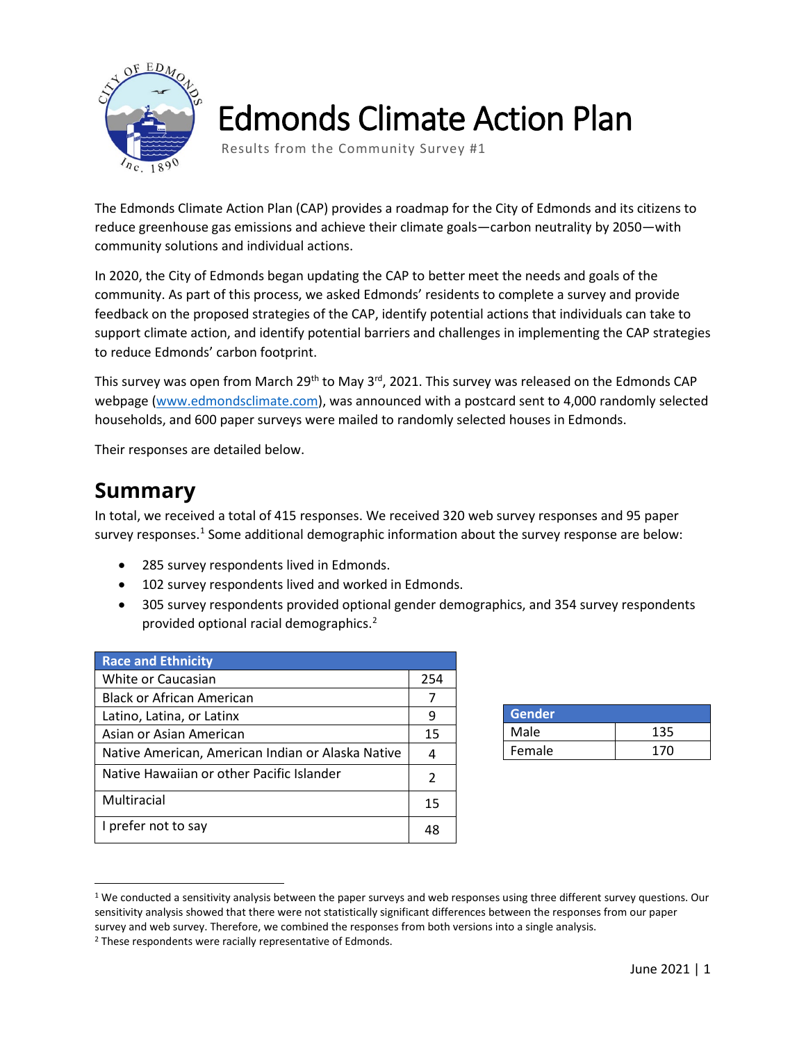# Edmonds Climate Action Plan

Results from the Community Survey #1

The Edmonds Climate Action Plan (CAP) provides a roadmap for the City of Edmonds and its citizens to reduce greenhouse gas emissions and achieve their climate goals—carbon neutrality by 2050—with community solutions and individual actions.

In 2020, the City of Edmonds began updating the CAP to better meet the needs and goals of the community. As part of this process, we asked Edmonds' residents to complete a survey and provide feedback on the proposed strategies of the CAP, identify potential actions that individuals can take to support climate action, and identify potential barriers and challenges in implementing the CAP strategies to reduce Edmonds' carbon footprint.

This survey was open from March 29th to May 3rd, 2021. This survey was released on the Edmonds CAP webpage (www.edmondsclimate.com), was announced with a postcard sent to 4,000 randomly selected households, and 600 paper surveys were mailed to randomly selected houses in Edmonds.

Their responses are detailed below.

## Summary

In total, we received a total of 415 responses. We received 320 web survey responses and 95 paper survey responses.[1] Some additional demographic information about the survey response are below:

- 285 survey respondents lived in Edmonds.
- 102 survey respondents lived and worked in Edmonds.
- 305 survey respondents provided optional gender demographics, and 354 survey respondents provided optional racial demographics.[2]

| Race and Ethnicity | |
|---|---|
| White or Caucasian | 254 |
| Black or African American | 7 |
| Latino, Latina, or Latinx | 9 |
| Asian or Asian American | 15 |
| Native American, American Indian or Alaska Native | 4 |
| Native Hawaiian or other Pacific Islander | 2 |
| Multiracial | 15 |
| I prefer not to say | 48 |

| Gender | |
|---|---|
| Male | 135 |
| Female | 170 |

[1] We conducted a sensitivity analysis between the paper surveys and web responses using three different survey questions. Our sensitivity analysis showed that there were not statistically significant differences between the responses from our paper survey and web survey. Therefore, we combined the responses from both versions into a single analysis.

[2] These respondents were racially representative of Edmonds.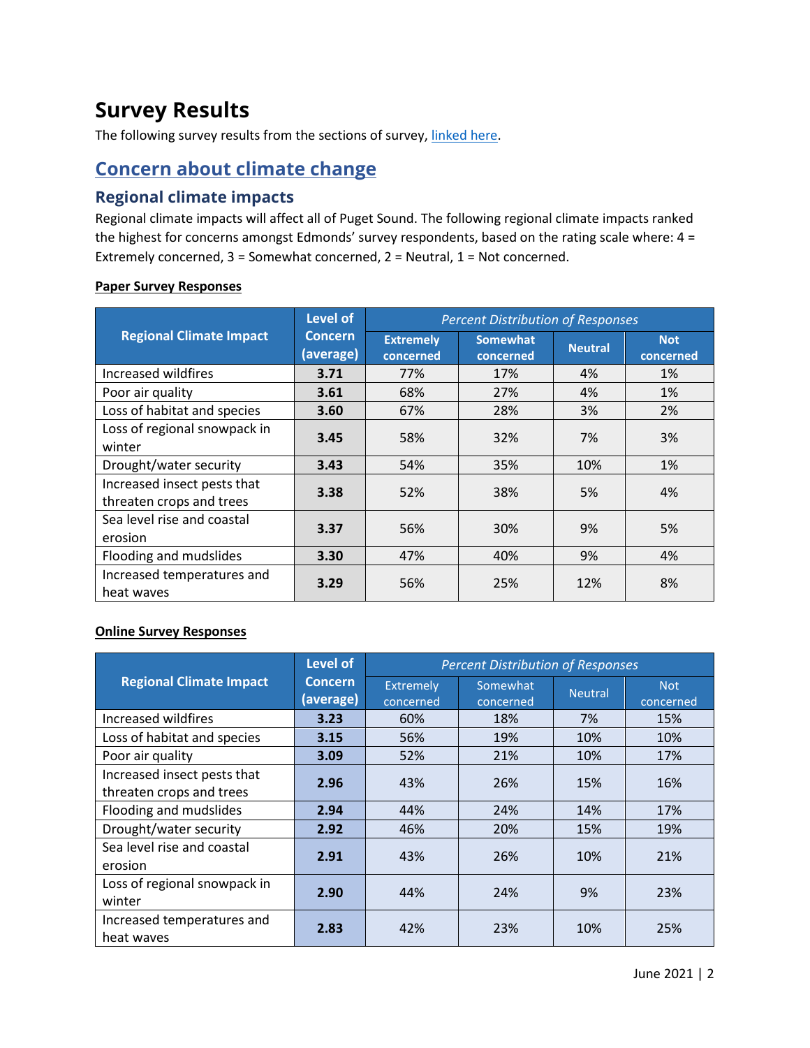# Survey Results

The following survey results from the sections of survey, linked here.

## Concern about climate change

### Regional climate impacts

Regional climate impacts will affect all of Puget Sound. The following regional climate impacts ranked the highest for concerns amongst Edmonds' survey respondents, based on the rating scale where: 4 = Extremely concerned, 3 = Somewhat concerned, 2 = Neutral, 1 = Not concerned.

**Paper Survey Responses**

| Regional Climate Impact | Level of Concern (average) | *Percent Distribution of Responses* | | | |
|---|---|---|---|---|---|
| | | Extremely concerned | Somewhat concerned | Neutral | Not concerned |
| Increased wildfires | **3.71** | 77% | 17% | 4% | 1% |
| Poor air quality | **3.61** | 68% | 27% | 4% | 1% |
| Loss of habitat and species | **3.60** | 67% | 28% | 3% | 2% |
| Loss of regional snowpack in winter | **3.45** | 58% | 32% | 7% | 3% |
| Drought/water security | **3.43** | 54% | 35% | 10% | 1% |
| Increased insect pests that threaten crops and trees | **3.38** | 52% | 38% | 5% | 4% |
| Sea level rise and coastal erosion | **3.37** | 56% | 30% | 9% | 5% |
| Flooding and mudslides | **3.30** | 47% | 40% | 9% | 4% |
| Increased temperatures and heat waves | **3.29** | 56% | 25% | 12% | 8% |

**Online Survey Responses**

| Regional Climate Impact | Level of Concern (average) | *Percent Distribution of Responses* | | | |
|---|---|---|---|---|---|
| | | Extremely concerned | Somewhat concerned | Neutral | Not concerned |
| Increased wildfires | **3.23** | 60% | 18% | 7% | 15% |
| Loss of habitat and species | **3.15** | 56% | 19% | 10% | 10% |
| Poor air quality | **3.09** | 52% | 21% | 10% | 17% |
| Increased insect pests that threaten crops and trees | **2.96** | 43% | 26% | 15% | 16% |
| Flooding and mudslides | **2.94** | 44% | 24% | 14% | 17% |
| Drought/water security | **2.92** | 46% | 20% | 15% | 19% |
| Sea level rise and coastal erosion | **2.91** | 43% | 26% | 10% | 21% |
| Loss of regional snowpack in winter | **2.90** | 44% | 24% | 9% | 23% |
| Increased temperatures and heat waves | **2.83** | 42% | 23% | 10% | 25% |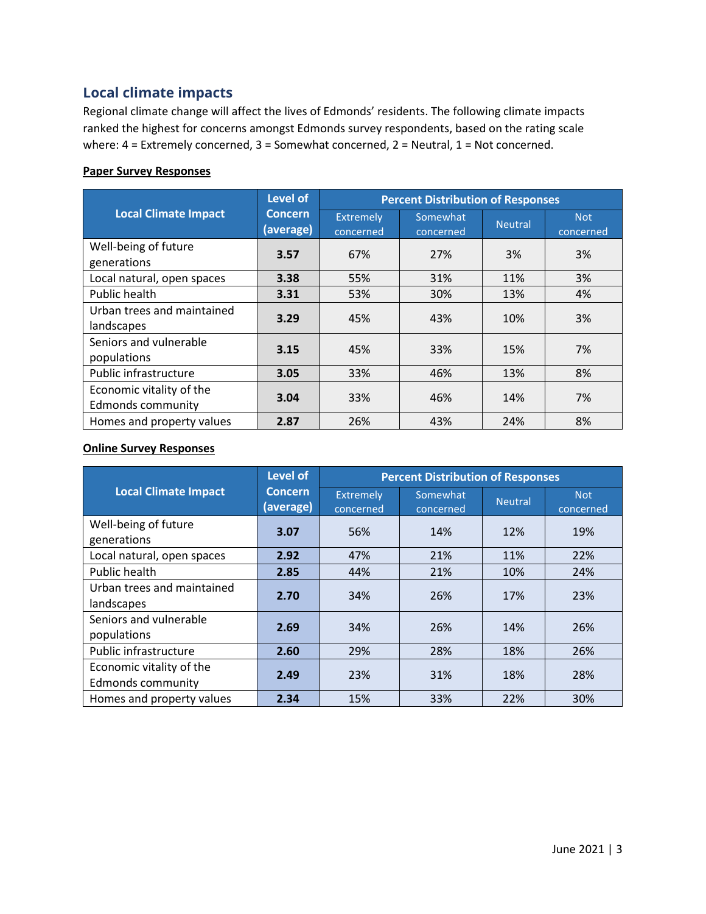## Local climate impacts

Regional climate change will affect the lives of Edmonds' residents. The following climate impacts ranked the highest for concerns amongst Edmonds survey respondents, based on the rating scale where: 4 = Extremely concerned, 3 = Somewhat concerned, 2 = Neutral, 1 = Not concerned.

**Paper Survey Responses**

| Local Climate Impact | Level of Concern (average) | Percent Distribution of Responses | | | |
|---|---|---|---|---|---|
| | | Extremely concerned | Somewhat concerned | Neutral | Not concerned |
| Well-being of future generations | **3.57** | 67% | 27% | 3% | 3% |
| Local natural, open spaces | **3.38** | 55% | 31% | 11% | 3% |
| Public health | **3.31** | 53% | 30% | 13% | 4% |
| Urban trees and maintained landscapes | **3.29** | 45% | 43% | 10% | 3% |
| Seniors and vulnerable populations | **3.15** | 45% | 33% | 15% | 7% |
| Public infrastructure | **3.05** | 33% | 46% | 13% | 8% |
| Economic vitality of the Edmonds community | **3.04** | 33% | 46% | 14% | 7% |
| Homes and property values | **2.87** | 26% | 43% | 24% | 8% |

**Online Survey Responses**

| Local Climate Impact | Level of Concern (average) | Percent Distribution of Responses | | | |
|---|---|---|---|---|---|
| | | Extremely concerned | Somewhat concerned | Neutral | Not concerned |
| Well-being of future generations | **3.07** | 56% | 14% | 12% | 19% |
| Local natural, open spaces | **2.92** | 47% | 21% | 11% | 22% |
| Public health | **2.85** | 44% | 21% | 10% | 24% |
| Urban trees and maintained landscapes | **2.70** | 34% | 26% | 17% | 23% |
| Seniors and vulnerable populations | **2.69** | 34% | 26% | 14% | 26% |
| Public infrastructure | **2.60** | 29% | 28% | 18% | 26% |
| Economic vitality of the Edmonds community | **2.49** | 23% | 31% | 18% | 28% |
| Homes and property values | **2.34** | 15% | 33% | 22% | 30% |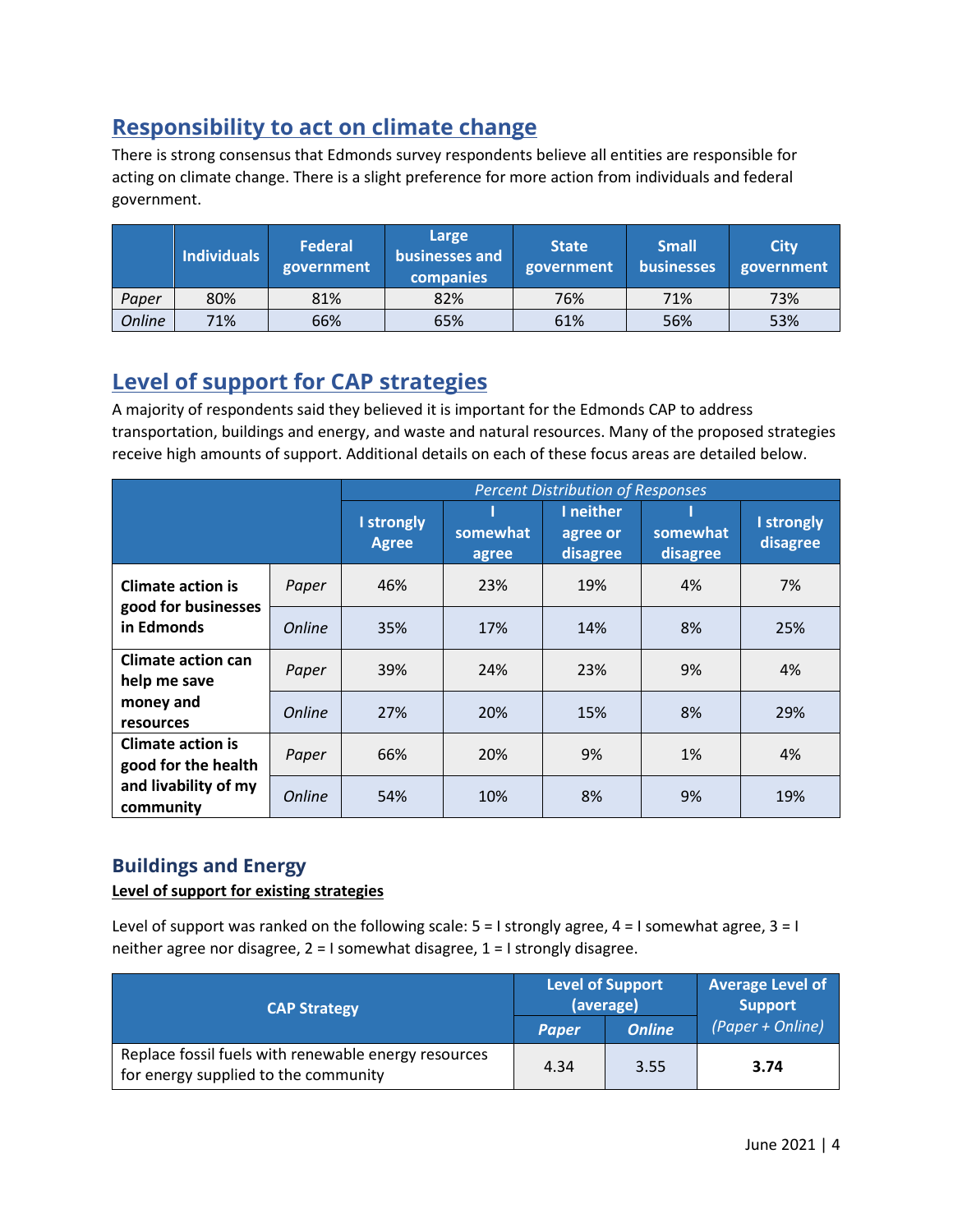## Responsibility to act on climate change

There is strong consensus that Edmonds survey respondents believe all entities are responsible for acting on climate change. There is a slight preference for more action from individuals and federal government.

| | Individuals | Federal government | Large businesses and companies | State government | Small businesses | City government |
|---|---|---|---|---|---|---|
| *Paper* | 80% | 81% | 82% | 76% | 71% | 73% |
| *Online* | 71% | 66% | 65% | 61% | 56% | 53% |

## Level of support for CAP strategies

A majority of respondents said they believed it is important for the Edmonds CAP to address transportation, buildings and energy, and waste and natural resources. Many of the proposed strategies receive high amounts of support. Additional details on each of these focus areas are detailed below.

| | | *Percent Distribution of Responses* | | | | |
|---|---|---|---|---|---|---|
| | | **I strongly Agree** | **I somewhat agree** | **I neither agree or disagree** | **I somewhat disagree** | **I strongly disagree** |
| **Climate action is good for businesses in Edmonds** | *Paper* | 46% | 23% | 19% | 4% | 7% |
| | *Online* | 35% | 17% | 14% | 8% | 25% |
| **Climate action can help me save money and resources** | *Paper* | 39% | 24% | 23% | 9% | 4% |
| | *Online* | 27% | 20% | 15% | 8% | 29% |
| **Climate action is good for the health and livability of my community** | *Paper* | 66% | 20% | 9% | 1% | 4% |
| | *Online* | 54% | 10% | 8% | 9% | 19% |

### Buildings and Energy

**Level of support for existing strategies**

Level of support was ranked on the following scale: 5 = I strongly agree, 4 = I somewhat agree, 3 = I neither agree nor disagree, 2 = I somewhat disagree, 1 = I strongly disagree.

| CAP Strategy | Level of Support (average) | | Average Level of Support |
|---|---|---|---|
| | ***Paper*** | ***Online*** | *(Paper + Online)* |
| Replace fossil fuels with renewable energy resources for energy supplied to the community | 4.34 | 3.55 | **3.74** |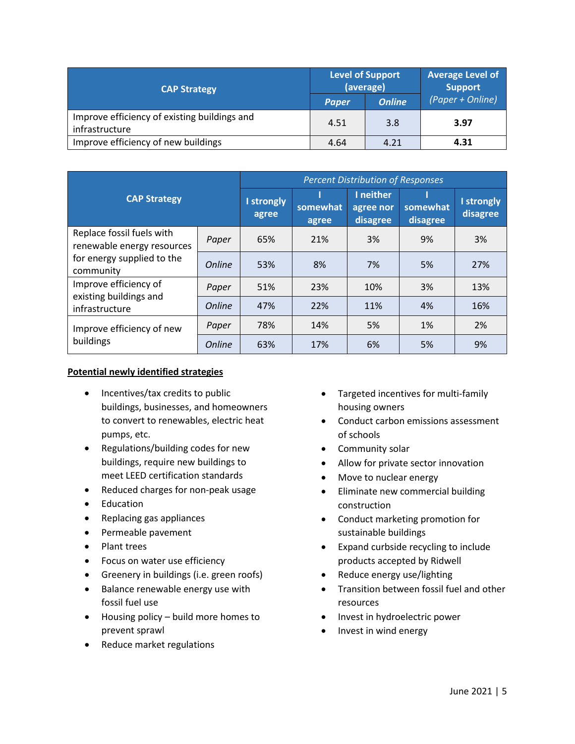| CAP Strategy | Level of Support (average) | | Average Level of Support *(Paper + Online)* |
|---|---|---|---|
| | ***Paper*** | ***Online*** | |
| Improve efficiency of existing buildings and infrastructure | 4.51 | 3.8 | **3.97** |
| Improve efficiency of new buildings | 4.64 | 4.21 | **4.31** |

| CAP Strategy | | *Percent Distribution of Responses* | | | | |
|---|---|---|---|---|---|---|
| | | I strongly agree | I somewhat agree | I neither agree nor disagree | I somewhat disagree | I strongly disagree |
| Replace fossil fuels with renewable energy resources for energy supplied to the community | *Paper* | 65% | 21% | 3% | 9% | 3% |
| | *Online* | 53% | 8% | 7% | 5% | 27% |
| Improve efficiency of existing buildings and infrastructure | *Paper* | 51% | 23% | 10% | 3% | 13% |
| | *Online* | 47% | 22% | 11% | 4% | 16% |
| Improve efficiency of new buildings | *Paper* | 78% | 14% | 5% | 1% | 2% |
| | *Online* | 63% | 17% | 6% | 5% | 9% |

**Potential newly identified strategies**

- Incentives/tax credits to public buildings, businesses, and homeowners to convert to renewables, electric heat pumps, etc.
- Regulations/building codes for new buildings, require new buildings to meet LEED certification standards
- Reduced charges for non-peak usage
- Education
- Replacing gas appliances
- Permeable pavement
- Plant trees
- Focus on water use efficiency
- Greenery in buildings (i.e. green roofs)
- Balance renewable energy use with fossil fuel use
- Housing policy – build more homes to prevent sprawl
- Reduce market regulations
- Targeted incentives for multi-family housing owners
- Conduct carbon emissions assessment of schools
- Community solar
- Allow for private sector innovation
- Move to nuclear energy
- Eliminate new commercial building construction
- Conduct marketing promotion for sustainable buildings
- Expand curbside recycling to include products accepted by Ridwell
- Reduce energy use/lighting
- Transition between fossil fuel and other resources
- Invest in hydroelectric power
- Invest in wind energy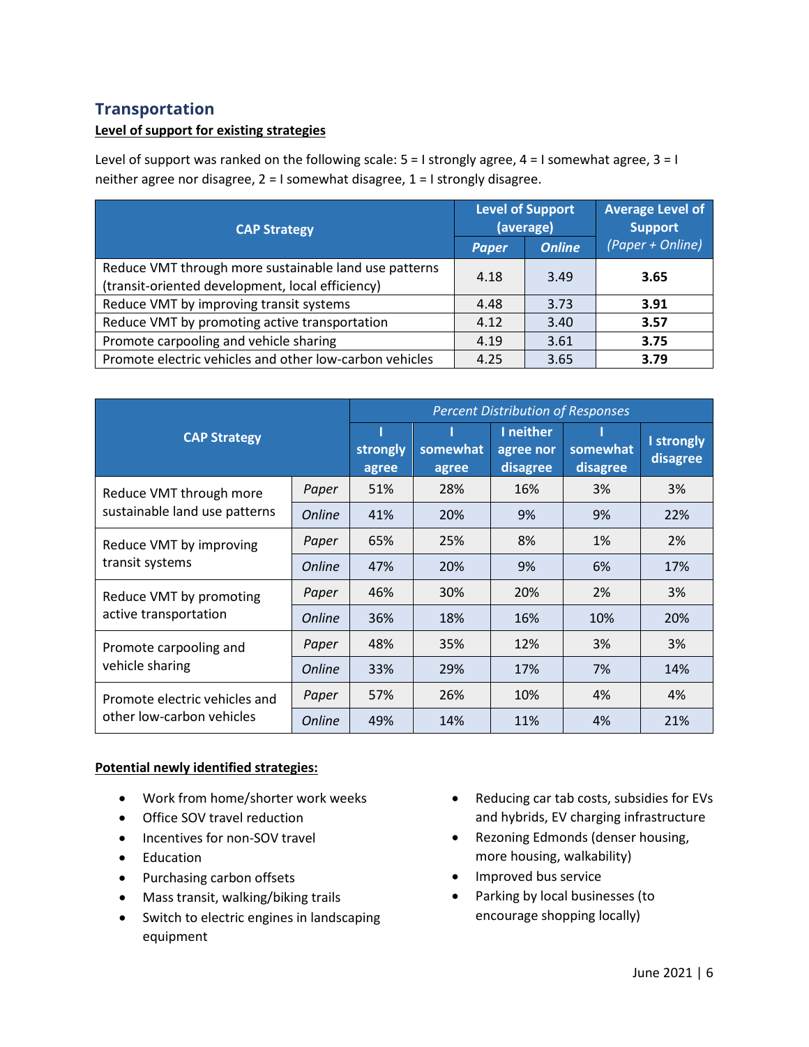## Transportation

**Level of support for existing strategies**

Level of support was ranked on the following scale: 5 = I strongly agree, 4 = I somewhat agree, 3 = I neither agree nor disagree, 2 = I somewhat disagree, 1 = I strongly disagree.

| CAP Strategy | Level of Support (average) | | Average Level of Support |
|---|---|---|---|
| | *Paper* | *Online* | *(Paper + Online)* |
| Reduce VMT through more sustainable land use patterns (transit-oriented development, local efficiency) | 4.18 | 3.49 | **3.65** |
| Reduce VMT by improving transit systems | 4.48 | 3.73 | **3.91** |
| Reduce VMT by promoting active transportation | 4.12 | 3.40 | **3.57** |
| Promote carpooling and vehicle sharing | 4.19 | 3.61 | **3.75** |
| Promote electric vehicles and other low-carbon vehicles | 4.25 | 3.65 | **3.79** |

| CAP Strategy | | *Percent Distribution of Responses* | | | | |
|---|---|---|---|---|---|---|
| | | I strongly agree | I somewhat agree | I neither agree nor disagree | I somewhat disagree | I strongly disagree |
| Reduce VMT through more sustainable land use patterns | *Paper* | 51% | 28% | 16% | 3% | 3% |
| | *Online* | 41% | 20% | 9% | 9% | 22% |
| Reduce VMT by improving transit systems | *Paper* | 65% | 25% | 8% | 1% | 2% |
| | *Online* | 47% | 20% | 9% | 6% | 17% |
| Reduce VMT by promoting active transportation | *Paper* | 46% | 30% | 20% | 2% | 3% |
| | *Online* | 36% | 18% | 16% | 10% | 20% |
| Promote carpooling and vehicle sharing | *Paper* | 48% | 35% | 12% | 3% | 3% |
| | *Online* | 33% | 29% | 17% | 7% | 14% |
| Promote electric vehicles and other low-carbon vehicles | *Paper* | 57% | 26% | 10% | 4% | 4% |
| | *Online* | 49% | 14% | 11% | 4% | 21% |

**Potential newly identified strategies:**

- Work from home/shorter work weeks
- Office SOV travel reduction
- Incentives for non-SOV travel
- Education
- Purchasing carbon offsets
- Mass transit, walking/biking trails
- Switch to electric engines in landscaping equipment
- Reducing car tab costs, subsidies for EVs and hybrids, EV charging infrastructure
- Rezoning Edmonds (denser housing, more housing, walkability)
- Improved bus service
- Parking by local businesses (to encourage shopping locally)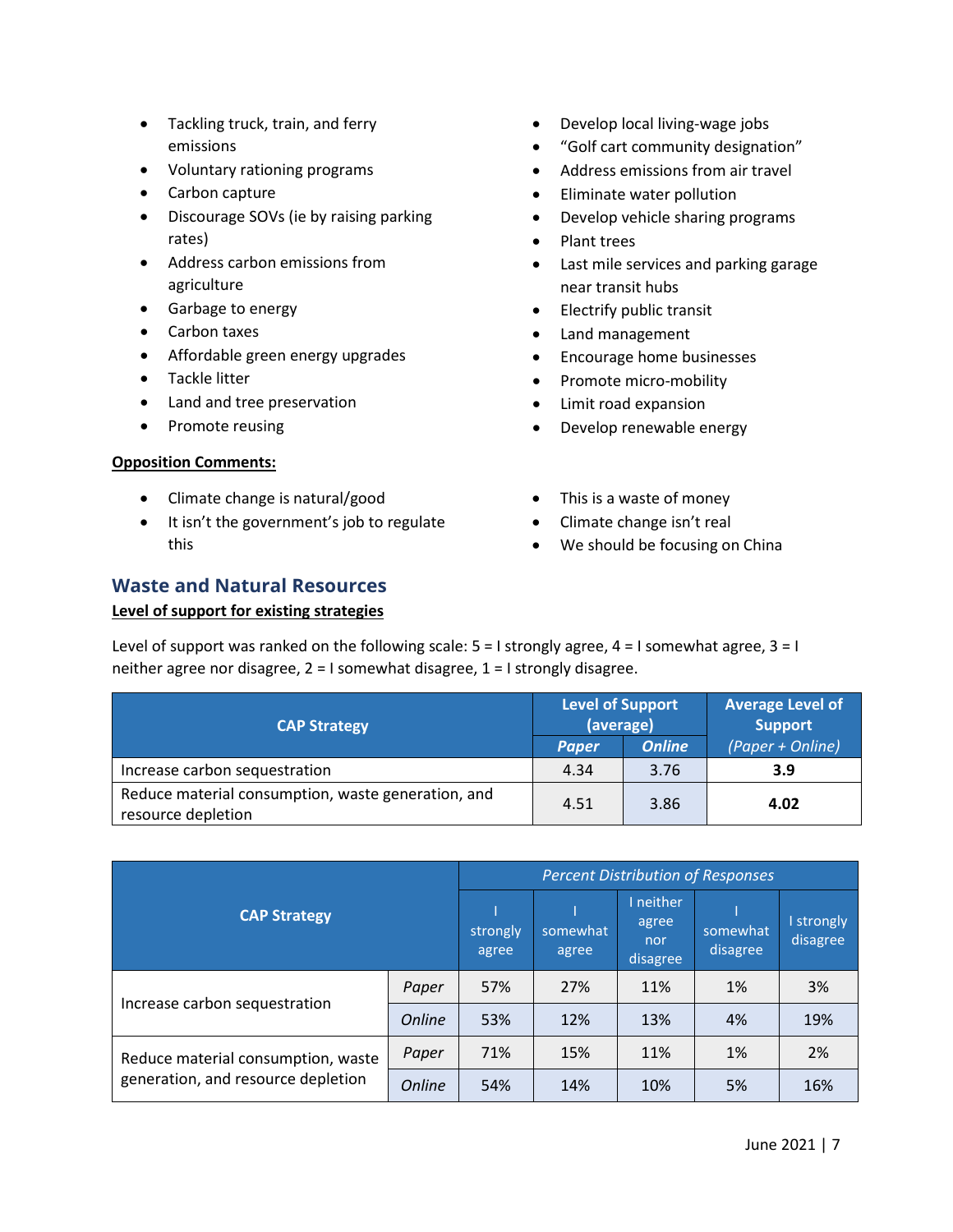- Tackling truck, train, and ferry emissions
- Voluntary rationing programs
- Carbon capture
- Discourage SOVs (ie by raising parking rates)
- Address carbon emissions from agriculture
- Garbage to energy
- Carbon taxes
- Affordable green energy upgrades
- Tackle litter
- Land and tree preservation
- Promote reusing
- Develop local living-wage jobs
- "Golf cart community designation"
- Address emissions from air travel
- Eliminate water pollution
- Develop vehicle sharing programs
- Plant trees
- Last mile services and parking garage near transit hubs
- Electrify public transit
- Land management
- Encourage home businesses
- Promote micro-mobility
- Limit road expansion
- Develop renewable energy

**Opposition Comments:**

- Climate change is natural/good
- It isn't the government's job to regulate this
- This is a waste of money
- Climate change isn't real
- We should be focusing on China

## Waste and Natural Resources

**Level of support for existing strategies**

Level of support was ranked on the following scale: 5 = I strongly agree, 4 = I somewhat agree, 3 = I neither agree nor disagree, 2 = I somewhat disagree, 1 = I strongly disagree.

| CAP Strategy | Level of Support (average) | | Average Level of Support |
|---|---|---|---|
| | *Paper* | *Online* | *(Paper + Online)* |
| Increase carbon sequestration | 4.34 | 3.76 | **3.9** |
| Reduce material consumption, waste generation, and resource depletion | 4.51 | 3.86 | **4.02** |

| CAP Strategy | | *Percent Distribution of Responses* | | | | |
|---|---|---|---|---|---|---|
| | | I strongly agree | I somewhat agree | I neither agree nor disagree | I somewhat disagree | I strongly disagree |
| Increase carbon sequestration | *Paper* | 57% | 27% | 11% | 1% | 3% |
| | *Online* | 53% | 12% | 13% | 4% | 19% |
| Reduce material consumption, waste generation, and resource depletion | *Paper* | 71% | 15% | 11% | 1% | 2% |
| | *Online* | 54% | 14% | 10% | 5% | 16% |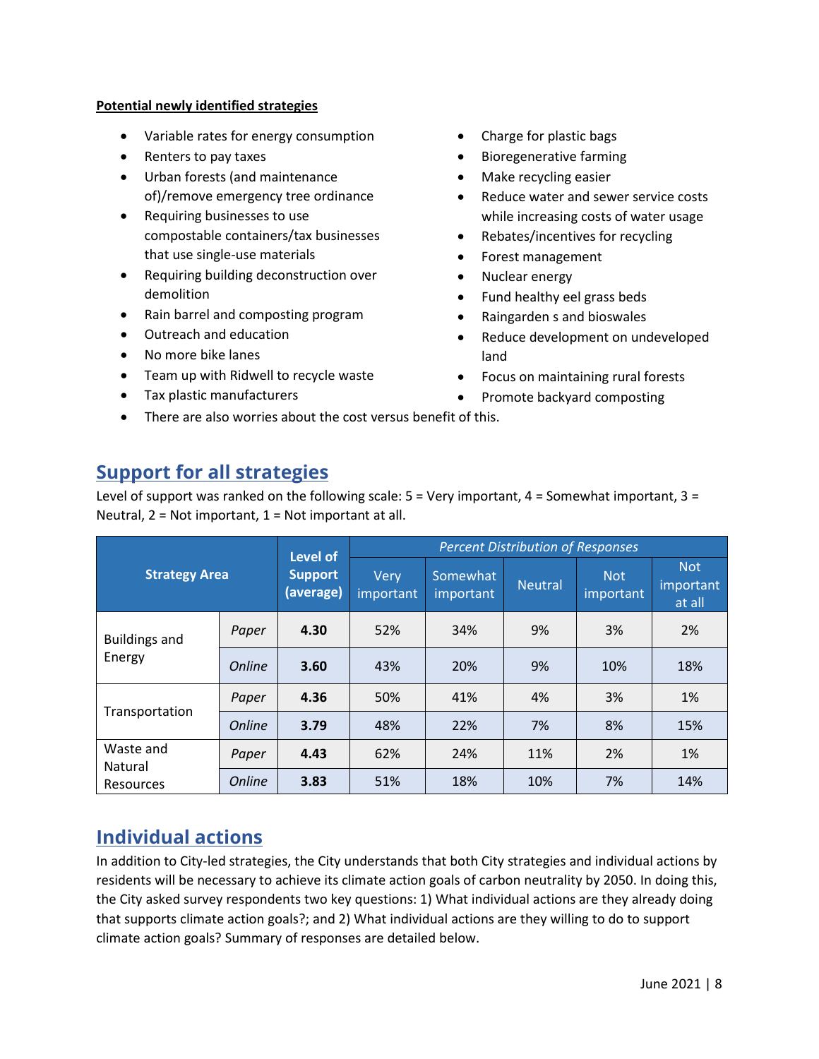**Potential newly identified strategies**

- Variable rates for energy consumption
- Renters to pay taxes
- Urban forests (and maintenance of)/remove emergency tree ordinance
- Requiring businesses to use compostable containers/tax businesses that use single-use materials
- Requiring building deconstruction over demolition
- Rain barrel and composting program
- Outreach and education
- No more bike lanes
- Team up with Ridwell to recycle waste
- Tax plastic manufacturers
- Charge for plastic bags
- Bioregenerative farming
- Make recycling easier
- Reduce water and sewer service costs while increasing costs of water usage
- Rebates/incentives for recycling
- Forest management
- Nuclear energy
- Fund healthy eel grass beds
- Raingarden s and bioswales
- Reduce development on undeveloped land
- Focus on maintaining rural forests
- Promote backyard composting
- There are also worries about the cost versus benefit of this.

## Support for all strategies

Level of support was ranked on the following scale: 5 = Very important, 4 = Somewhat important, 3 = Neutral, 2 = Not important, 1 = Not important at all.

| Strategy Area | | Level of Support (average) | *Percent Distribution of Responses* | | | | |
|---|---|---|---|---|---|---|---|
| | | | Very important | Somewhat important | Neutral | Not important | Not important at all |
| Buildings and Energy | *Paper* | **4.30** | 52% | 34% | 9% | 3% | 2% |
| | *Online* | **3.60** | 43% | 20% | 9% | 10% | 18% |
| Transportation | *Paper* | **4.36** | 50% | 41% | 4% | 3% | 1% |
| | *Online* | **3.79** | 48% | 22% | 7% | 8% | 15% |
| Waste and Natural Resources | *Paper* | **4.43** | 62% | 24% | 11% | 2% | 1% |
| | *Online* | **3.83** | 51% | 18% | 10% | 7% | 14% |

## Individual actions

In addition to City-led strategies, the City understands that both City strategies and individual actions by residents will be necessary to achieve its climate action goals of carbon neutrality by 2050. In doing this, the City asked survey respondents two key questions: 1) What individual actions are they already doing that supports climate action goals?; and 2) What individual actions are they willing to do to support climate action goals? Summary of responses are detailed below.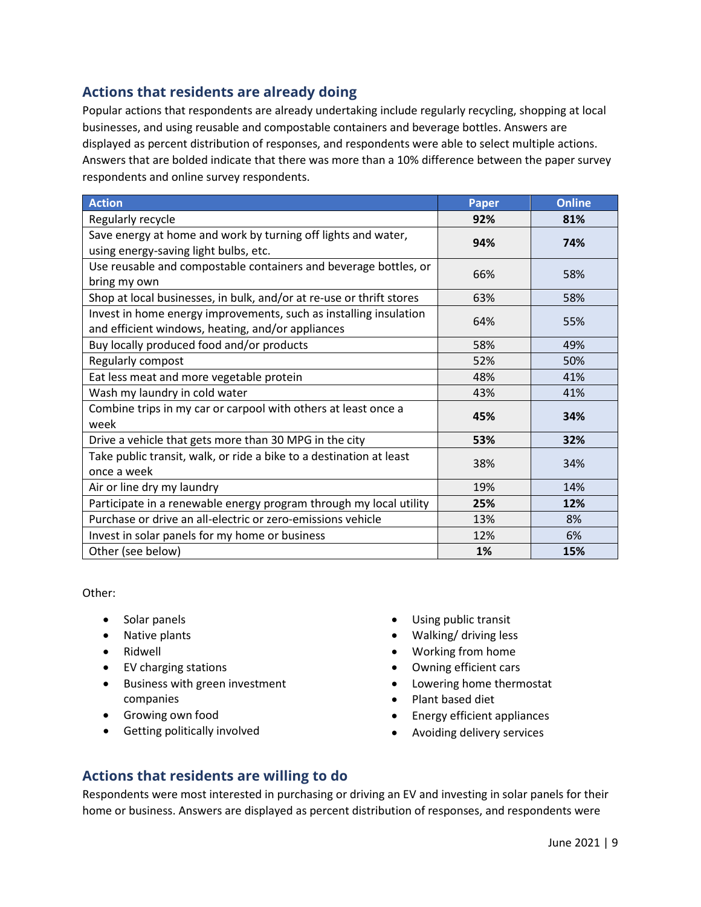## Actions that residents are already doing

Popular actions that respondents are already undertaking include regularly recycling, shopping at local businesses, and using reusable and compostable containers and beverage bottles. Answers are displayed as percent distribution of responses, and respondents were able to select multiple actions. Answers that are bolded indicate that there was more than a 10% difference between the paper survey respondents and online survey respondents.

| Action | Paper | Online |
|---|---|---|
| Regularly recycle | **92%** | **81%** |
| Save energy at home and work by turning off lights and water, using energy-saving light bulbs, etc. | **94%** | **74%** |
| Use reusable and compostable containers and beverage bottles, or bring my own | 66% | 58% |
| Shop at local businesses, in bulk, and/or at re-use or thrift stores | 63% | 58% |
| Invest in home energy improvements, such as installing insulation and efficient windows, heating, and/or appliances | 64% | 55% |
| Buy locally produced food and/or products | 58% | 49% |
| Regularly compost | 52% | 50% |
| Eat less meat and more vegetable protein | 48% | 41% |
| Wash my laundry in cold water | 43% | 41% |
| Combine trips in my car or carpool with others at least once a week | **45%** | **34%** |
| Drive a vehicle that gets more than 30 MPG in the city | **53%** | **32%** |
| Take public transit, walk, or ride a bike to a destination at least once a week | 38% | 34% |
| Air or line dry my laundry | 19% | 14% |
| Participate in a renewable energy program through my local utility | **25%** | **12%** |
| Purchase or drive an all-electric or zero-emissions vehicle | 13% | 8% |
| Invest in solar panels for my home or business | 12% | 6% |
| Other (see below) | **1%** | **15%** |

Other:

- Solar panels
- Native plants
- Ridwell
- EV charging stations
- Business with green investment companies
- Growing own food
- Getting politically involved
- Using public transit
- Walking/ driving less
- Working from home
- Owning efficient cars
- Lowering home thermostat
- Plant based diet
- Energy efficient appliances
- Avoiding delivery services

## Actions that residents are willing to do

Respondents were most interested in purchasing or driving an EV and investing in solar panels for their home or business. Answers are displayed as percent distribution of responses, and respondents were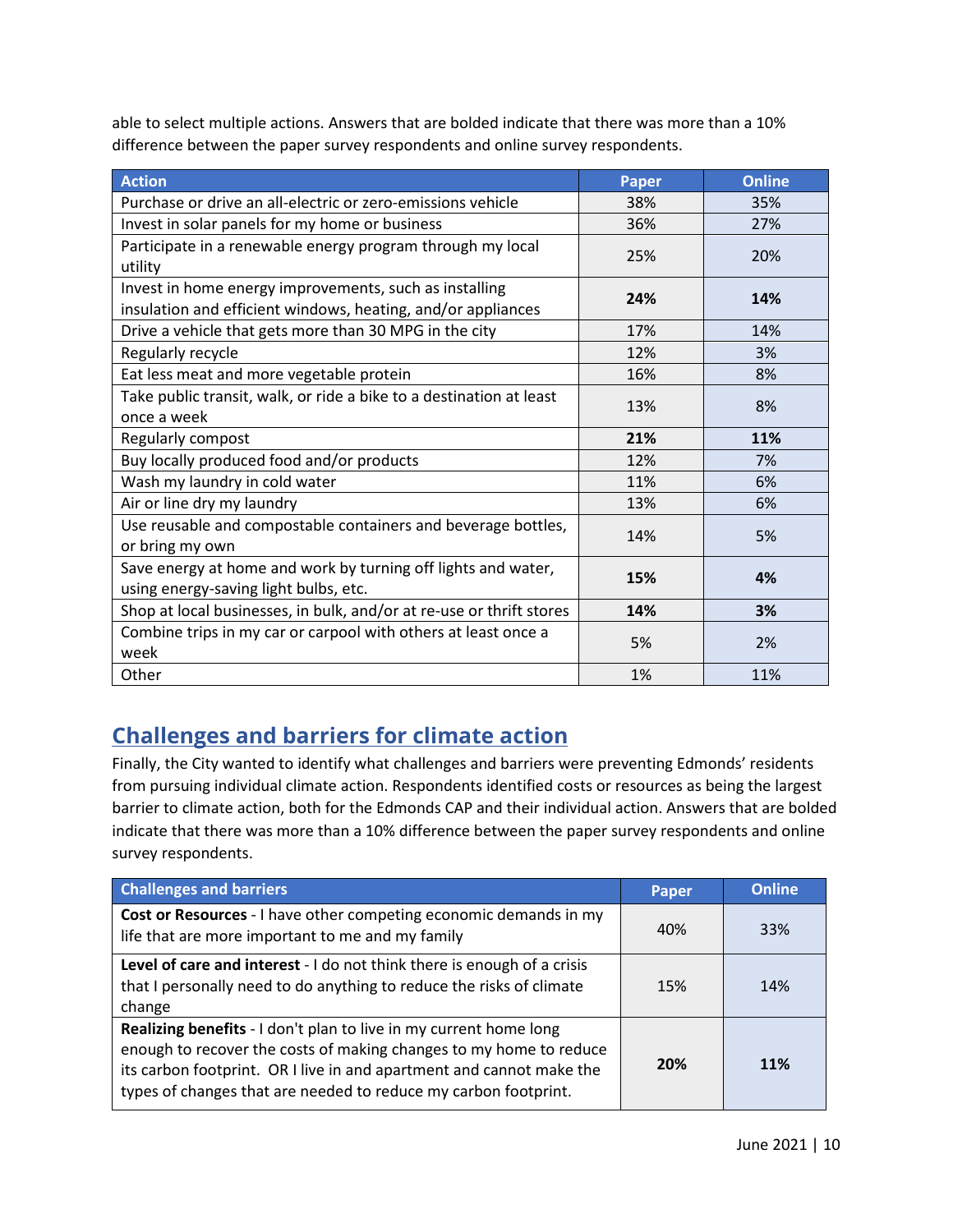able to select multiple actions. Answers that are bolded indicate that there was more than a 10% difference between the paper survey respondents and online survey respondents.

| Action | Paper | Online |
|---|---|---|
| Purchase or drive an all-electric or zero-emissions vehicle | 38% | 35% |
| Invest in solar panels for my home or business | 36% | 27% |
| Participate in a renewable energy program through my local utility | 25% | 20% |
| Invest in home energy improvements, such as installing insulation and efficient windows, heating, and/or appliances | **24%** | **14%** |
| Drive a vehicle that gets more than 30 MPG in the city | 17% | 14% |
| Regularly recycle | 12% | 3% |
| Eat less meat and more vegetable protein | 16% | 8% |
| Take public transit, walk, or ride a bike to a destination at least once a week | 13% | 8% |
| Regularly compost | **21%** | **11%** |
| Buy locally produced food and/or products | 12% | 7% |
| Wash my laundry in cold water | 11% | 6% |
| Air or line dry my laundry | 13% | 6% |
| Use reusable and compostable containers and beverage bottles, or bring my own | 14% | 5% |
| Save energy at home and work by turning off lights and water, using energy-saving light bulbs, etc. | **15%** | **4%** |
| Shop at local businesses, in bulk, and/or at re-use or thrift stores | **14%** | **3%** |
| Combine trips in my car or carpool with others at least once a week | 5% | 2% |
| Other | 1% | 11% |

## Challenges and barriers for climate action

Finally, the City wanted to identify what challenges and barriers were preventing Edmonds' residents from pursuing individual climate action. Respondents identified costs or resources as being the largest barrier to climate action, both for the Edmonds CAP and their individual action. Answers that are bolded indicate that there was more than a 10% difference between the paper survey respondents and online survey respondents.

| Challenges and barriers | Paper | Online |
|---|---|---|
| **Cost or Resources** - I have other competing economic demands in my life that are more important to me and my family | 40% | 33% |
| **Level of care and interest** - I do not think there is enough of a crisis that I personally need to do anything to reduce the risks of climate change | 15% | 14% |
| **Realizing benefits** - I don't plan to live in my current home long enough to recover the costs of making changes to my home to reduce its carbon footprint. OR I live in and apartment and cannot make the types of changes that are needed to reduce my carbon footprint. | **20%** | **11%** |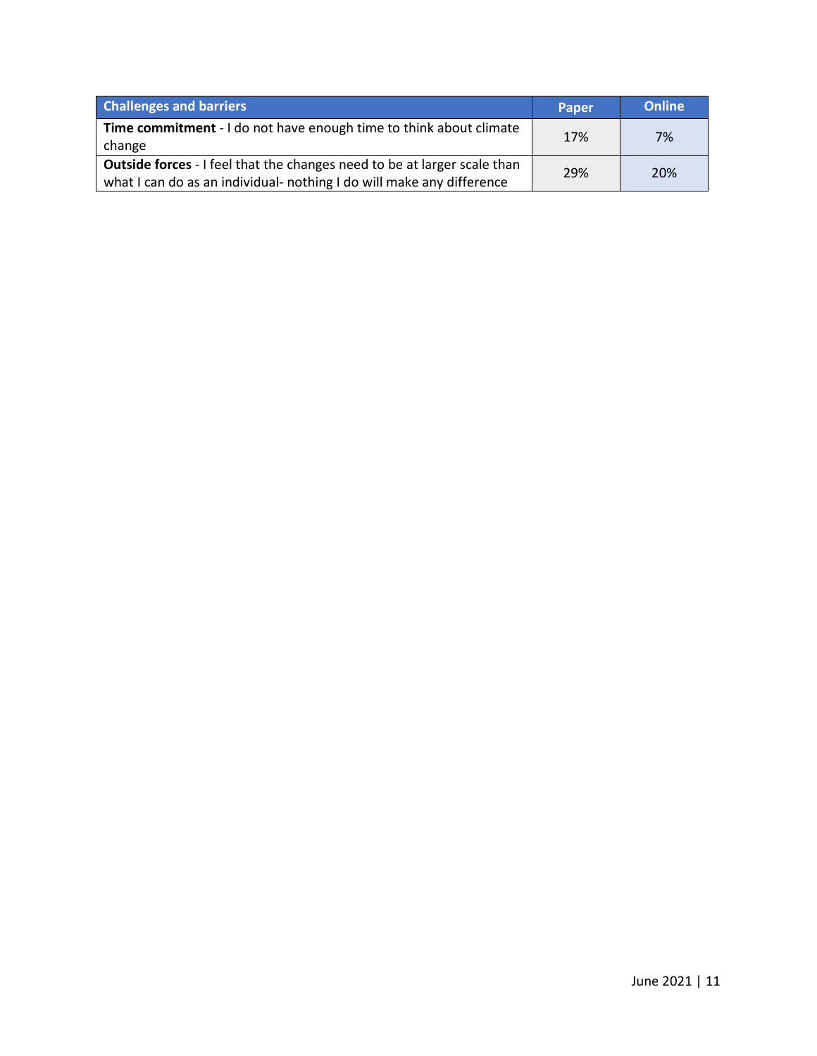| Challenges and barriers | Paper | Online |
|---|---|---|
| **Time commitment** - I do not have enough time to think about climate change | 17% | 7% |
| **Outside forces** - I feel that the changes need to be at larger scale than what I can do as an individual- nothing I do will make any difference | 29% | 20% |